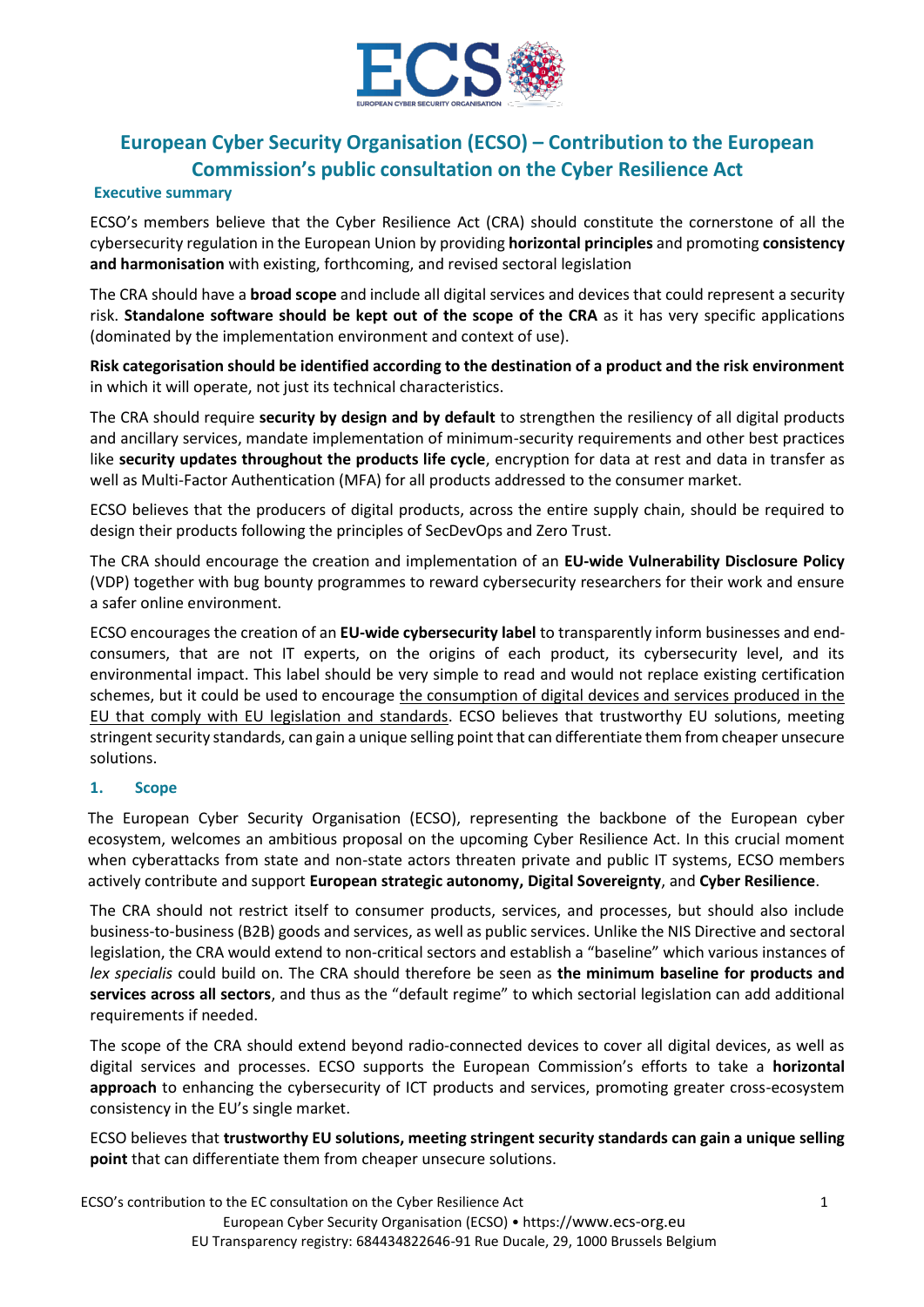# European Cyber Security Organisation (ECSO) – Contribution to the European Commission's public consultation on the Cyber Resilience Act

## Executive summary

ECSO's members believe that the Cyber Resilience Act (CRA) should constitute the cornerstone of all the cybersecurity regulation in the European Union by providing **horizontal principles** and promoting **consistency and harmonisation** with existing, forthcoming, and revised sectoral legislation

The CRA should have a **broad scope** and include all digital services and devices that could represent a security risk. **Standalone software should be kept out of the scope of the CRA** as it has very specific applications (dominated by the implementation environment and context of use).

**Risk categorisation should be identified according to the destination of a product and the risk environment** in which it will operate, not just its technical characteristics.

The CRA should require **security by design and by default** to strengthen the resiliency of all digital products and ancillary services, mandate implementation of minimum-security requirements and other best practices like **security updates throughout the products life cycle**, encryption for data at rest and data in transfer as well as Multi-Factor Authentication (MFA) for all products addressed to the consumer market.

ECSO believes that the producers of digital products, across the entire supply chain, should be required to design their products following the principles of SecDevOps and Zero Trust.

The CRA should encourage the creation and implementation of an **EU-wide Vulnerability Disclosure Policy** (VDP) together with bug bounty programmes to reward cybersecurity researchers for their work and ensure a safer online environment.

ECSO encourages the creation of an **EU-wide cybersecurity label** to transparently inform businesses and end-consumers, that are not IT experts, on the origins of each product, its cybersecurity level, and its environmental impact. This label should be very simple to read and would not replace existing certification schemes, but it could be used to encourage <u>the consumption of digital devices and services produced in the EU that comply with EU legislation and standards</u>. ECSO believes that trustworthy EU solutions, meeting stringent security standards, can gain a unique selling point that can differentiate them from cheaper unsecure solutions.

## 1. Scope

The European Cyber Security Organisation (ECSO), representing the backbone of the European cyber ecosystem, welcomes an ambitious proposal on the upcoming Cyber Resilience Act. In this crucial moment when cyberattacks from state and non-state actors threaten private and public IT systems, ECSO members actively contribute and support **European strategic autonomy, Digital Sovereignty**, and **Cyber Resilience**.

The CRA should not restrict itself to consumer products, services, and processes, but should also include business-to-business (B2B) goods and services, as well as public services. Unlike the NIS Directive and sectoral legislation, the CRA would extend to non-critical sectors and establish a "baseline" which various instances of *lex specialis* could build on. The CRA should therefore be seen as **the minimum baseline for products and services across all sectors**, and thus as the "default regime" to which sectorial legislation can add additional requirements if needed.

The scope of the CRA should extend beyond radio-connected devices to cover all digital devices, as well as digital services and processes. ECSO supports the European Commission's efforts to take a **horizontal approach** to enhancing the cybersecurity of ICT products and services, promoting greater cross-ecosystem consistency in the EU's single market.

ECSO believes that **trustworthy EU solutions, meeting stringent security standards can gain a unique selling point** that can differentiate them from cheaper unsecure solutions.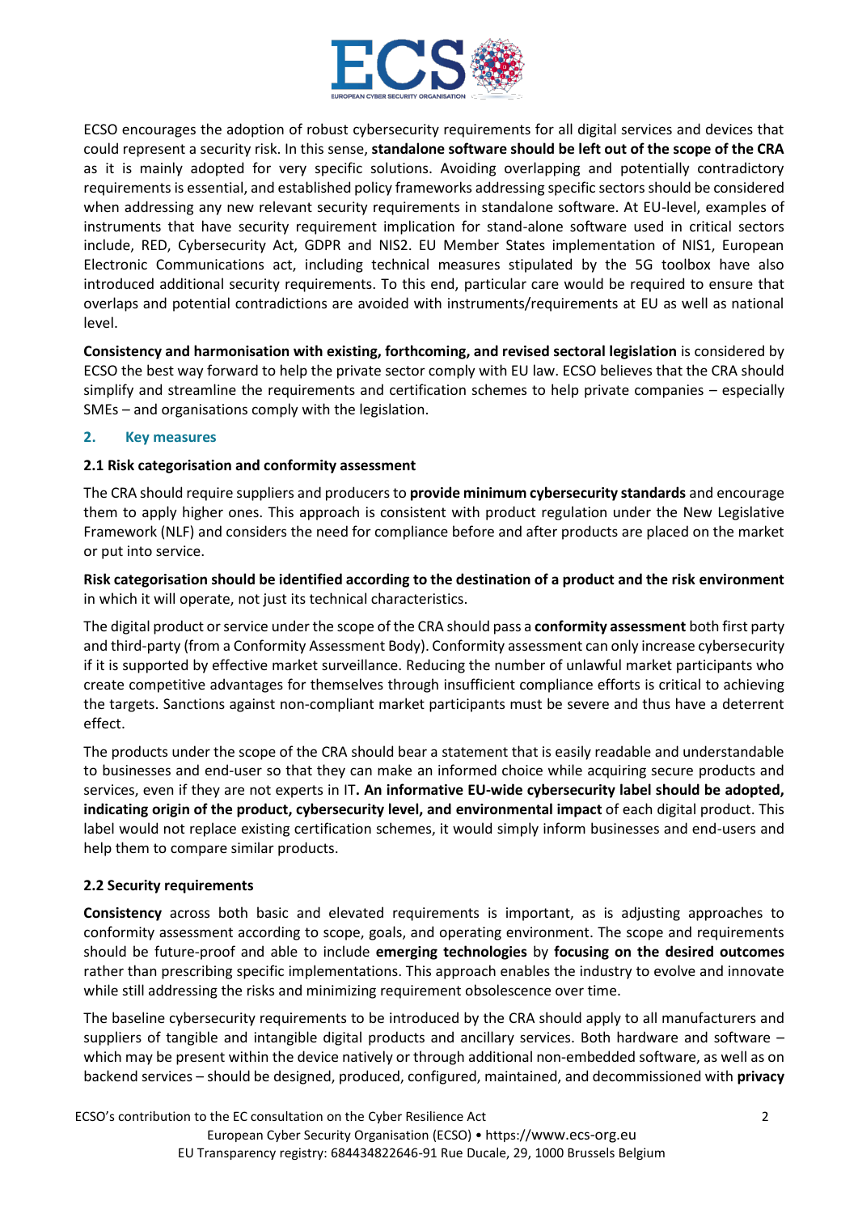ECSO encourages the adoption of robust cybersecurity requirements for all digital services and devices that could represent a security risk. In this sense, **standalone software should be left out of the scope of the CRA** as it is mainly adopted for very specific solutions. Avoiding overlapping and potentially contradictory requirements is essential, and established policy frameworks addressing specific sectors should be considered when addressing any new relevant security requirements in standalone software. At EU-level, examples of instruments that have security requirement implication for stand-alone software used in critical sectors include, RED, Cybersecurity Act, GDPR and NIS2. EU Member States implementation of NIS1, European Electronic Communications act, including technical measures stipulated by the 5G toolbox have also introduced additional security requirements. To this end, particular care would be required to ensure that overlaps and potential contradictions are avoided with instruments/requirements at EU as well as national level.

**Consistency and harmonisation with existing, forthcoming, and revised sectoral legislation** is considered by ECSO the best way forward to help the private sector comply with EU law. ECSO believes that the CRA should simplify and streamline the requirements and certification schemes to help private companies – especially SMEs – and organisations comply with the legislation.

## 2. Key measures

### 2.1 Risk categorisation and conformity assessment

The CRA should require suppliers and producers to **provide minimum cybersecurity standards** and encourage them to apply higher ones. This approach is consistent with product regulation under the New Legislative Framework (NLF) and considers the need for compliance before and after products are placed on the market or put into service.

**Risk categorisation should be identified according to the destination of a product and the risk environment** in which it will operate, not just its technical characteristics.

The digital product or service under the scope of the CRA should pass a **conformity assessment** both first party and third-party (from a Conformity Assessment Body). Conformity assessment can only increase cybersecurity if it is supported by effective market surveillance. Reducing the number of unlawful market participants who create competitive advantages for themselves through insufficient compliance efforts is critical to achieving the targets. Sanctions against non-compliant market participants must be severe and thus have a deterrent effect.

The products under the scope of the CRA should bear a statement that is easily readable and understandable to businesses and end-user so that they can make an informed choice while acquiring secure products and services, even if they are not experts in IT**. An informative EU-wide cybersecurity label should be adopted, indicating origin of the product, cybersecurity level, and environmental impact** of each digital product. This label would not replace existing certification schemes, it would simply inform businesses and end-users and help them to compare similar products.

### 2.2 Security requirements

**Consistency** across both basic and elevated requirements is important, as is adjusting approaches to conformity assessment according to scope, goals, and operating environment. The scope and requirements should be future-proof and able to include **emerging technologies** by **focusing on the desired outcomes** rather than prescribing specific implementations. This approach enables the industry to evolve and innovate while still addressing the risks and minimizing requirement obsolescence over time.

The baseline cybersecurity requirements to be introduced by the CRA should apply to all manufacturers and suppliers of tangible and intangible digital products and ancillary services. Both hardware and software – which may be present within the device natively or through additional non-embedded software, as well as on backend services – should be designed, produced, configured, maintained, and decommissioned with **privacy**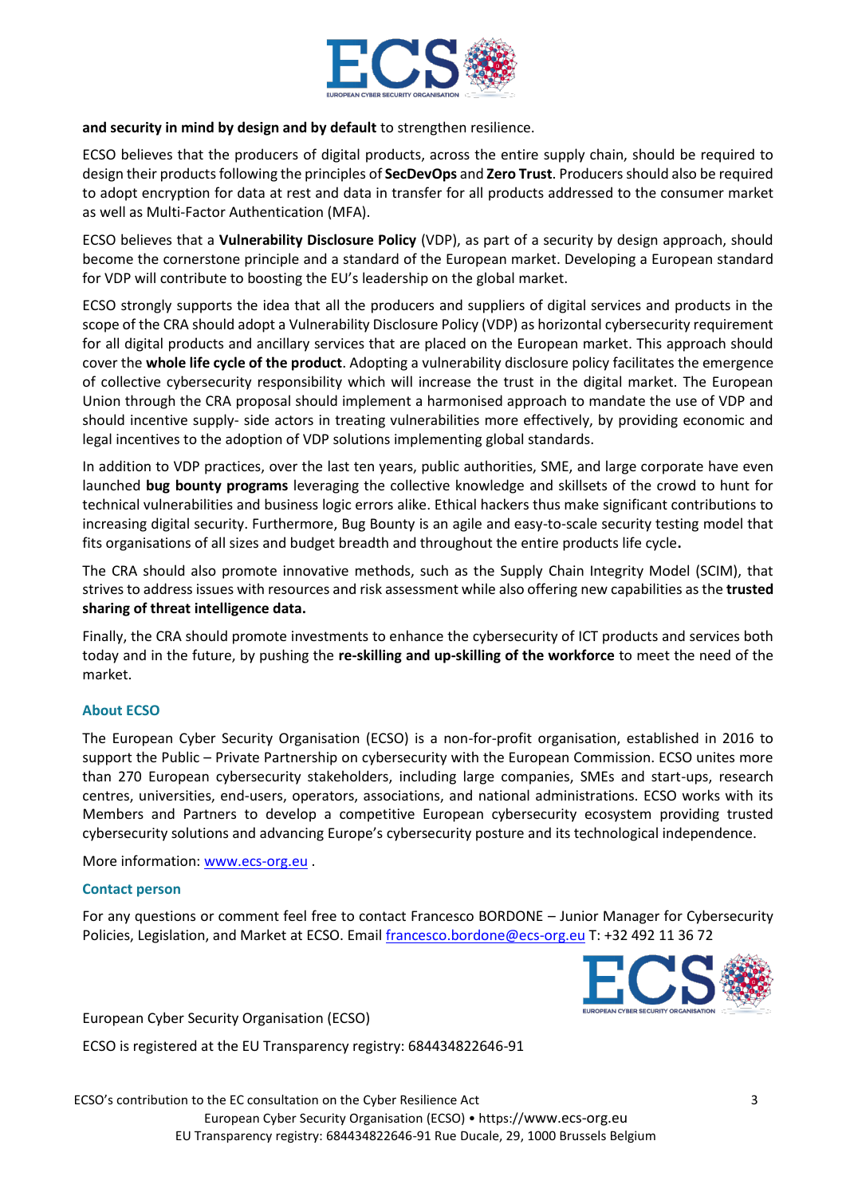**and security in mind by design and by default** to strengthen resilience.

ECSO believes that the producers of digital products, across the entire supply chain, should be required to design their products following the principles of **SecDevOps** and **Zero Trust**. Producers should also be required to adopt encryption for data at rest and data in transfer for all products addressed to the consumer market as well as Multi-Factor Authentication (MFA).

ECSO believes that a **Vulnerability Disclosure Policy** (VDP), as part of a security by design approach, should become the cornerstone principle and a standard of the European market. Developing a European standard for VDP will contribute to boosting the EU's leadership on the global market.

ECSO strongly supports the idea that all the producers and suppliers of digital services and products in the scope of the CRA should adopt a Vulnerability Disclosure Policy (VDP) as horizontal cybersecurity requirement for all digital products and ancillary services that are placed on the European market. This approach should cover the **whole life cycle of the product**. Adopting a vulnerability disclosure policy facilitates the emergence of collective cybersecurity responsibility which will increase the trust in the digital market. The European Union through the CRA proposal should implement a harmonised approach to mandate the use of VDP and should incentive supply- side actors in treating vulnerabilities more effectively, by providing economic and legal incentives to the adoption of VDP solutions implementing global standards.

In addition to VDP practices, over the last ten years, public authorities, SME, and large corporate have even launched **bug bounty programs** leveraging the collective knowledge and skillsets of the crowd to hunt for technical vulnerabilities and business logic errors alike. Ethical hackers thus make significant contributions to increasing digital security. Furthermore, Bug Bounty is an agile and easy-to-scale security testing model that fits organisations of all sizes and budget breadth and throughout the entire products life cycle**.**

The CRA should also promote innovative methods, such as the Supply Chain Integrity Model (SCIM), that strives to address issues with resources and risk assessment while also offering new capabilities as the **trusted sharing of threat intelligence data.**

Finally, the CRA should promote investments to enhance the cybersecurity of ICT products and services both today and in the future, by pushing the **re-skilling and up-skilling of the workforce** to meet the need of the market.

### About ECSO

The European Cyber Security Organisation (ECSO) is a non-for-profit organisation, established in 2016 to support the Public – Private Partnership on cybersecurity with the European Commission. ECSO unites more than 270 European cybersecurity stakeholders, including large companies, SMEs and start-ups, research centres, universities, end-users, operators, associations, and national administrations. ECSO works with its Members and Partners to develop a competitive European cybersecurity ecosystem providing trusted cybersecurity solutions and advancing Europe's cybersecurity posture and its technological independence.

More information: [www.ecs-org.eu](http://www.ecs-org.eu) .

### Contact person

For any questions or comment feel free to contact Francesco BORDONE – Junior Manager for Cybersecurity Policies, Legislation, and Market at ECSO. Email [francesco.bordone@ecs-org.eu](mailto:francesco.bordone@ecs-org.eu) T: +32 492 11 36 72

European Cyber Security Organisation (ECSO)

ECSO is registered at the EU Transparency registry: 684434822646-91